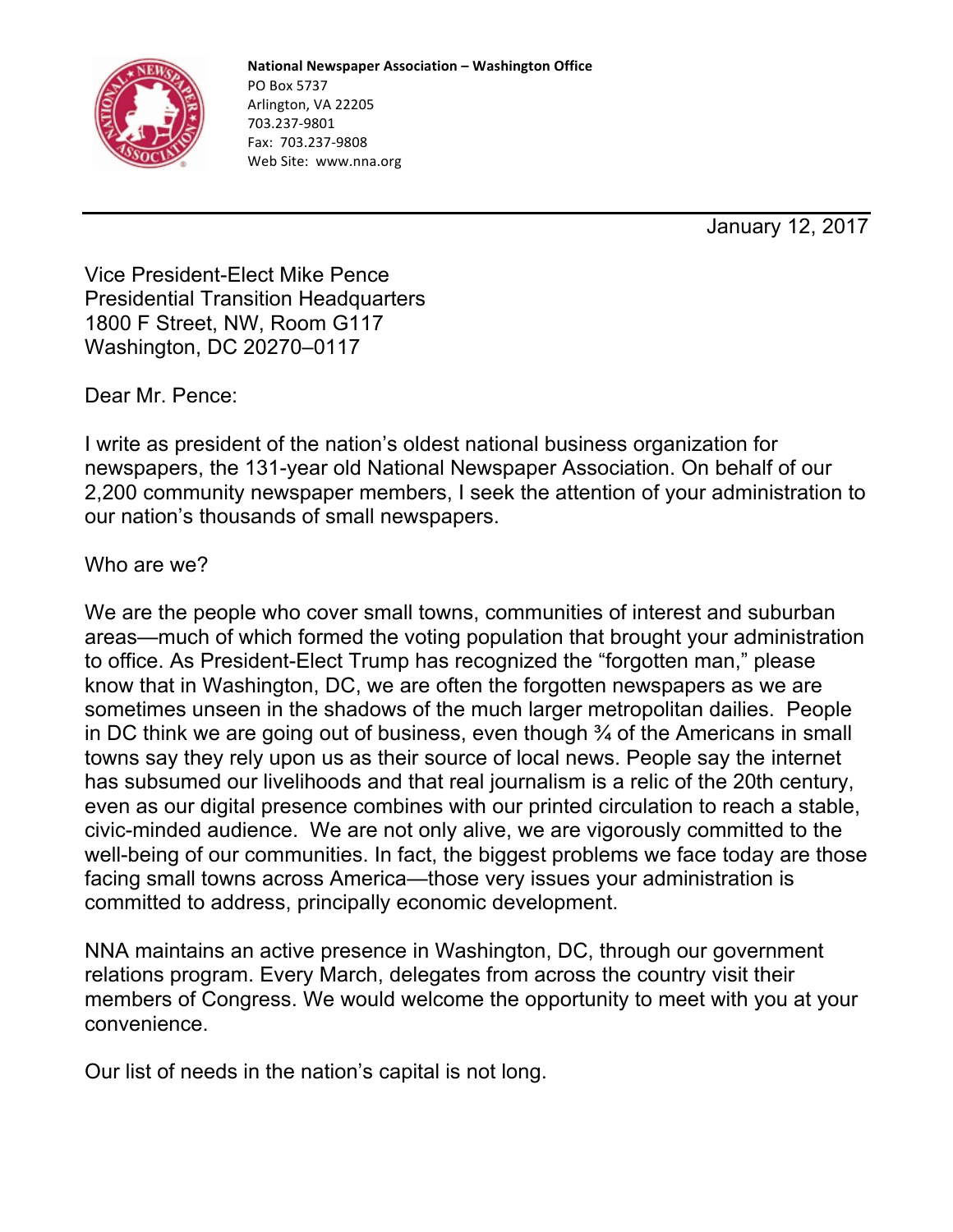**National Newspaper Association – Washington Office**
PO Box 5737
Arlington, VA 22205
703.237-9801
Fax: 703.237-9808
Web Site: www.nna.org

---

January 12, 2017

Vice President-Elect Mike Pence
Presidential Transition Headquarters
1800 F Street, NW, Room G117
Washington, DC 20270–0117

Dear Mr. Pence:

I write as president of the nation's oldest national business organization for newspapers, the 131-year old National Newspaper Association. On behalf of our 2,200 community newspaper members, I seek the attention of your administration to our nation's thousands of small newspapers.

Who are we?

We are the people who cover small towns, communities of interest and suburban areas—much of which formed the voting population that brought your administration to office. As President-Elect Trump has recognized the "forgotten man," please know that in Washington, DC, we are often the forgotten newspapers as we are sometimes unseen in the shadows of the much larger metropolitan dailies. People in DC think we are going out of business, even though ¾ of the Americans in small towns say they rely upon us as their source of local news. People say the internet has subsumed our livelihoods and that real journalism is a relic of the 20th century, even as our digital presence combines with our printed circulation to reach a stable, civic-minded audience. We are not only alive, we are vigorously committed to the well-being of our communities. In fact, the biggest problems we face today are those facing small towns across America—those very issues your administration is committed to address, principally economic development.

NNA maintains an active presence in Washington, DC, through our government relations program. Every March, delegates from across the country visit their members of Congress. We would welcome the opportunity to meet with you at your convenience.

Our list of needs in the nation's capital is not long.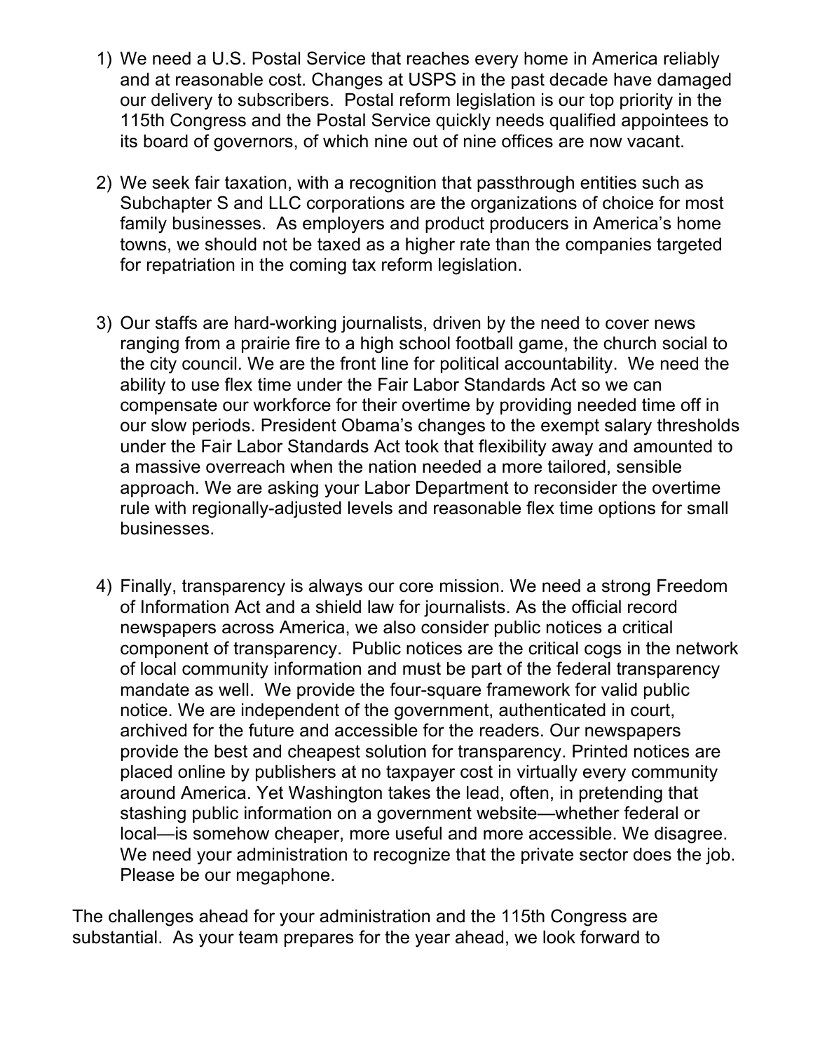1) We need a U.S. Postal Service that reaches every home in America reliably and at reasonable cost. Changes at USPS in the past decade have damaged our delivery to subscribers. Postal reform legislation is our top priority in the 115th Congress and the Postal Service quickly needs qualified appointees to its board of governors, of which nine out of nine offices are now vacant.

2) We seek fair taxation, with a recognition that passthrough entities such as Subchapter S and LLC corporations are the organizations of choice for most family businesses. As employers and product producers in America's home towns, we should not be taxed as a higher rate than the companies targeted for repatriation in the coming tax reform legislation.

3) Our staffs are hard-working journalists, driven by the need to cover news ranging from a prairie fire to a high school football game, the church social to the city council. We are the front line for political accountability. We need the ability to use flex time under the Fair Labor Standards Act so we can compensate our workforce for their overtime by providing needed time off in our slow periods. President Obama's changes to the exempt salary thresholds under the Fair Labor Standards Act took that flexibility away and amounted to a massive overreach when the nation needed a more tailored, sensible approach. We are asking your Labor Department to reconsider the overtime rule with regionally-adjusted levels and reasonable flex time options for small businesses.

4) Finally, transparency is always our core mission. We need a strong Freedom of Information Act and a shield law for journalists. As the official record newspapers across America, we also consider public notices a critical component of transparency. Public notices are the critical cogs in the network of local community information and must be part of the federal transparency mandate as well. We provide the four-square framework for valid public notice. We are independent of the government, authenticated in court, archived for the future and accessible for the readers. Our newspapers provide the best and cheapest solution for transparency. Printed notices are placed online by publishers at no taxpayer cost in virtually every community around America. Yet Washington takes the lead, often, in pretending that stashing public information on a government website—whether federal or local—is somehow cheaper, more useful and more accessible. We disagree. We need your administration to recognize that the private sector does the job. Please be our megaphone.

The challenges ahead for your administration and the 115th Congress are substantial. As your team prepares for the year ahead, we look forward to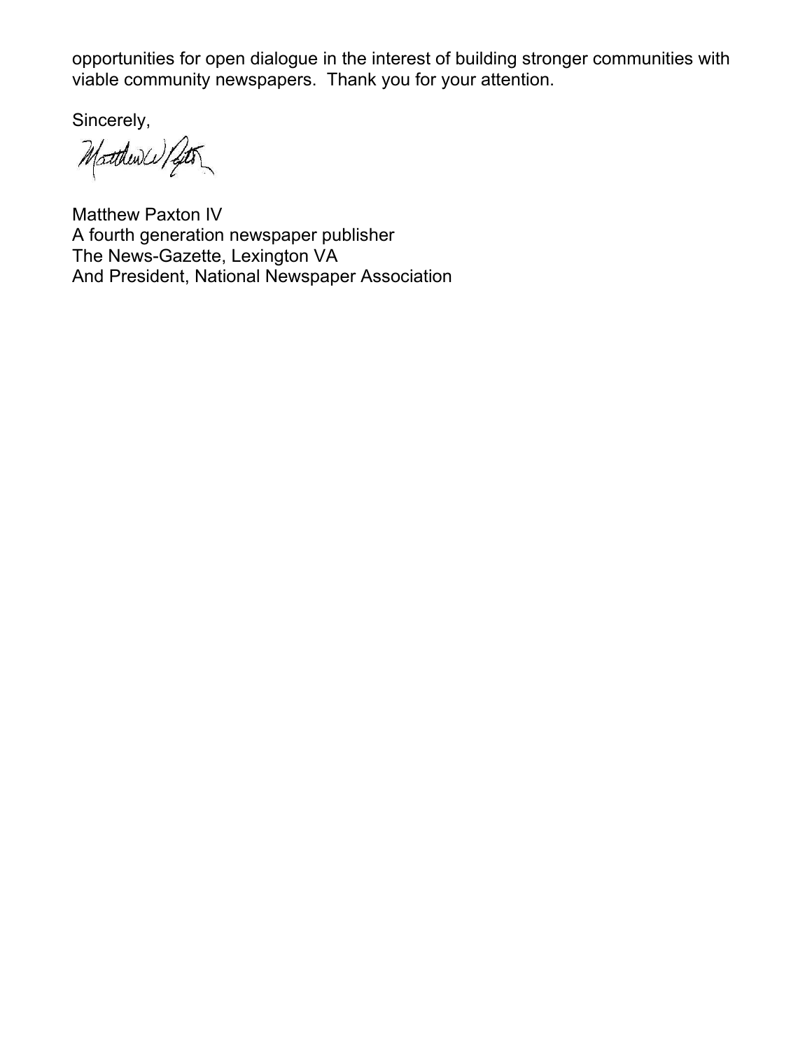opportunities for open dialogue in the interest of building stronger communities with viable community newspapers. Thank you for your attention.

Sincerely,

Matthew Paxton IV
A fourth generation newspaper publisher
The News-Gazette, Lexington VA
And President, National Newspaper Association